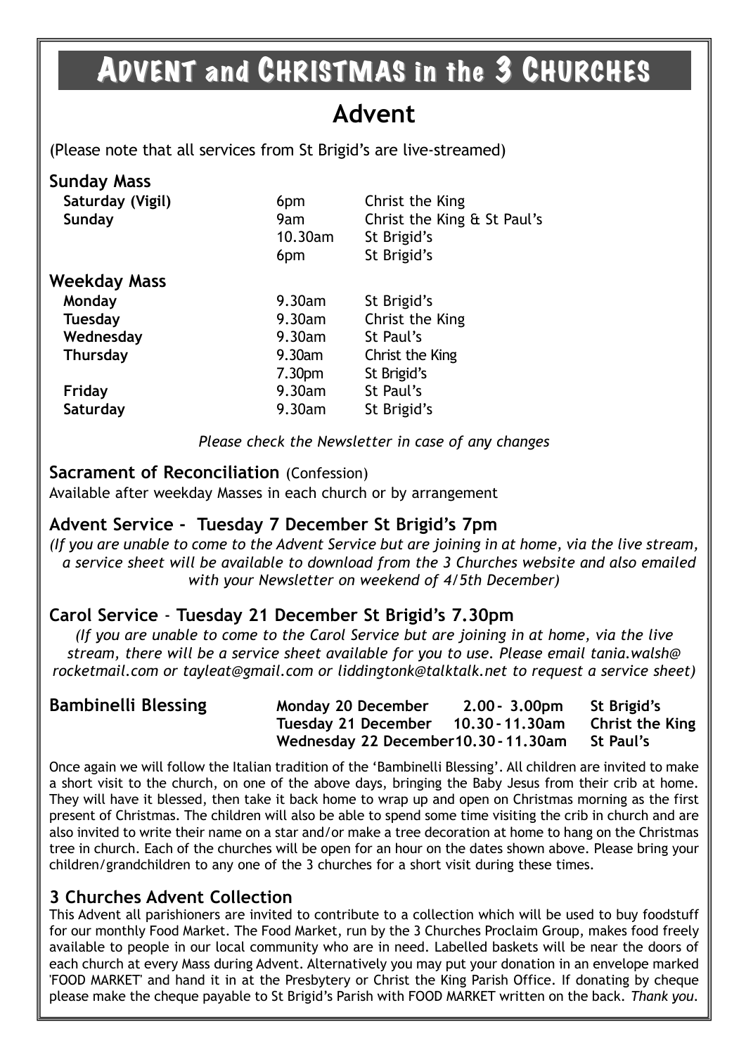# ADVENT and CHRISTMAS in the 3 CHURCHES

## Advent

(Please note that all services from St Brigid's are live-streamed)

### Sunday Mass

| | | |
|---|---|---|
| **Saturday (Vigil)** | 6pm | Christ the King |
| **Sunday** | 9am | Christ the King & St Paul's |
| | 10.30am | St Brigid's |
| | 6pm | St Brigid's |

### Weekday Mass

| | | |
|---|---|---|
| **Monday** | 9.30am | St Brigid's |
| **Tuesday** | 9.30am | Christ the King |
| **Wednesday** | 9.30am | St Paul's |
| **Thursday** | 9.30am | Christ the King |
| | 7.30pm | St Brigid's |
| **Friday** | 9.30am | St Paul's |
| **Saturday** | 9.30am | St Brigid's |

*Please check the Newsletter in case of any changes*

### Sacrament of Reconciliation (Confession)

Available after weekday Masses in each church or by arrangement

### Advent Service - Tuesday 7 December St Brigid's 7pm

*(If you are unable to come to the Advent Service but are joining in at home, via the live stream, a service sheet will be available to download from the 3 Churches website and also emailed with your Newsletter on weekend of 4/5th December)*

### Carol Service - Tuesday 21 December St Brigid's 7.30pm

*(If you are unable to come to the Carol Service but are joining in at home, via the live stream, there will be a service sheet available for you to use. Please email tania.walsh@rocketmail.com or tayleat@gmail.com or liddingtonk@talktalk.net to request a service sheet)*

### Bambinelli Blessing

| | | |
|---|---|---|
| **Monday 20 December** | **2.00 - 3.00pm** | **St Brigid's** |
| **Tuesday 21 December** | **10.30 - 11.30am** | **Christ the King** |
| **Wednesday 22 December** | **10.30 - 11.30am** | **St Paul's** |

Once again we will follow the Italian tradition of the 'Bambinelli Blessing'. All children are invited to make a short visit to the church, on one of the above days, bringing the Baby Jesus from their crib at home. They will have it blessed, then take it back home to wrap up and open on Christmas morning as the first present of Christmas. The children will also be able to spend some time visiting the crib in church and are also invited to write their name on a star and/or make a tree decoration at home to hang on the Christmas tree in church. Each of the churches will be open for an hour on the dates shown above. Please bring your children/grandchildren to any one of the 3 churches for a short visit during these times.

### 3 Churches Advent Collection

This Advent all parishioners are invited to contribute to a collection which will be used to buy foodstuff for our monthly Food Market. The Food Market, run by the 3 Churches Proclaim Group, makes food freely available to people in our local community who are in need. Labelled baskets will be near the doors of each church at every Mass during Advent. Alternatively you may put your donation in an envelope marked 'FOOD MARKET' and hand it in at the Presbytery or Christ the King Parish Office. If donating by cheque please make the cheque payable to St Brigid's Parish with FOOD MARKET written on the back. *Thank you.*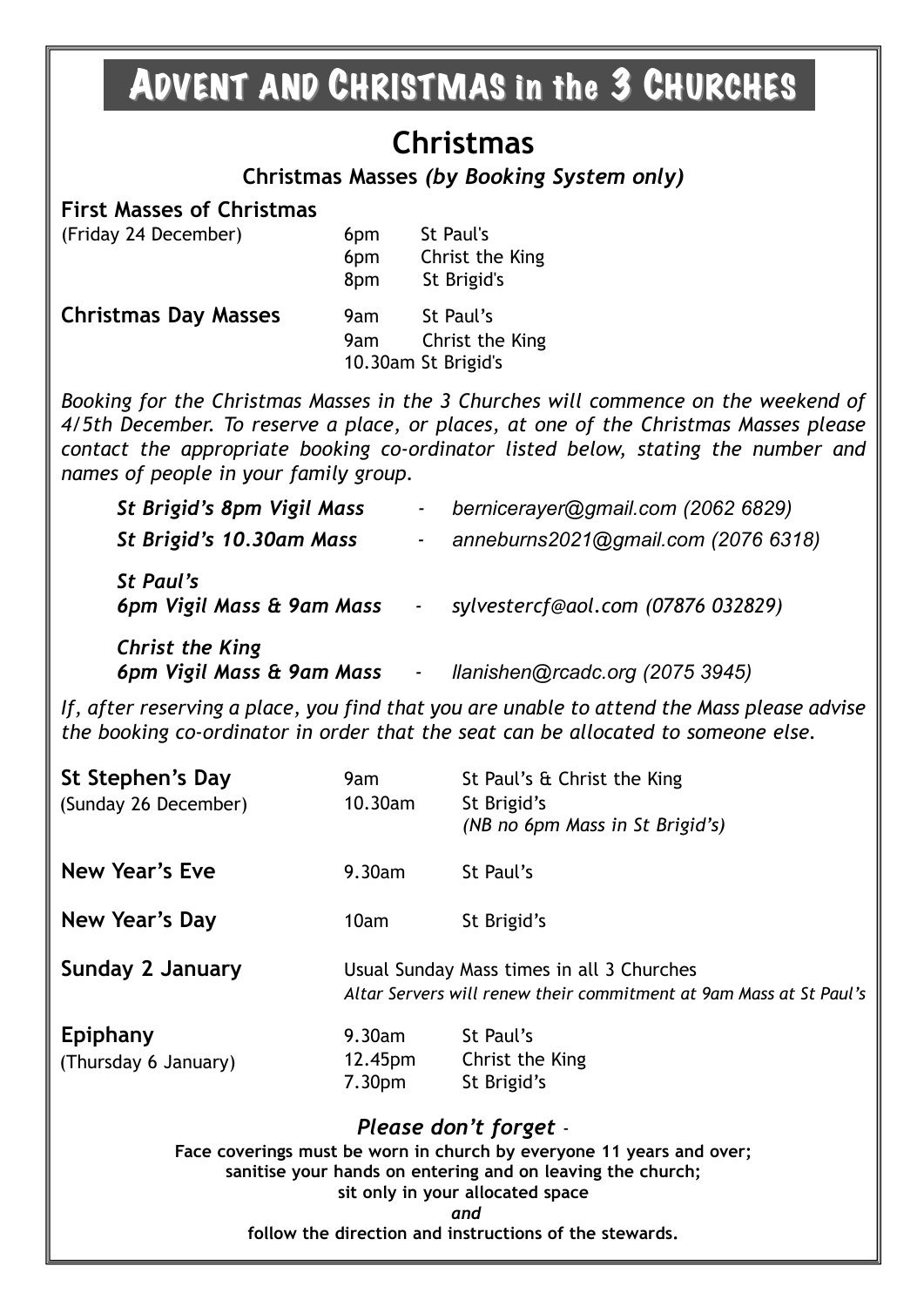# ADVENT AND CHRISTMAS in the 3 CHURCHES

## Christmas

**Christmas Masses** ***(by Booking System only)***

| | | |
|---|---|---|
| **First Masses of Christmas** (Friday 24 December) | 6pm | St Paul's |
| | 6pm | Christ the King |
| | 8pm | St Brigid's |
| **Christmas Day Masses** | 9am | St Paul's |
| | 9am | Christ the King |
| | 10.30am | St Brigid's |

*Booking for the Christmas Masses in the 3 Churches will commence on the weekend of 4/5th December. To reserve a place, or places, at one of the Christmas Masses please contact the appropriate booking co-ordinator listed below, stating the number and names of people in your family group.*

| | |
|---|---|
| ***St Brigid's 8pm Vigil Mass*** | *bernicerayer@gmail.com (2062 6829)* |
| ***St Brigid's 10.30am Mass*** | *anneburns2021@gmail.com (2076 6318)* |
| ***St Paul's 6pm Vigil Mass & 9am Mass*** | *sylvestercf@aol.com (07876 032829)* |
| ***Christ the King 6pm Vigil Mass & 9am Mass*** | *llanishen@rcadc.org (2075 3945)* |

*If, after reserving a place, you find that you are unable to attend the Mass please advise the booking co-ordinator in order that the seat can be allocated to someone else.*

| | | |
|---|---|---|
| **St Stephen's Day** (Sunday 26 December) | 9am | St Paul's & Christ the King |
| | 10.30am | St Brigid's *(NB no 6pm Mass in St Brigid's)* |
| **New Year's Eve** | 9.30am | St Paul's |
| **New Year's Day** | 10am | St Brigid's |
| **Sunday 2 January** | Usual Sunday Mass times in all 3 Churches *Altar Servers will renew their commitment at 9am Mass at St Paul's* | |
| **Epiphany** (Thursday 6 January) | 9.30am | St Paul's |
| | 12.45pm | Christ the King |
| | 7.30pm | St Brigid's |

*Please don't forget* -

**Face coverings must be worn in church by everyone 11 years and over;**
**sanitise your hands on entering and on leaving the church;**
**sit only in your allocated space**
***and***
**follow the direction and instructions of the stewards.**